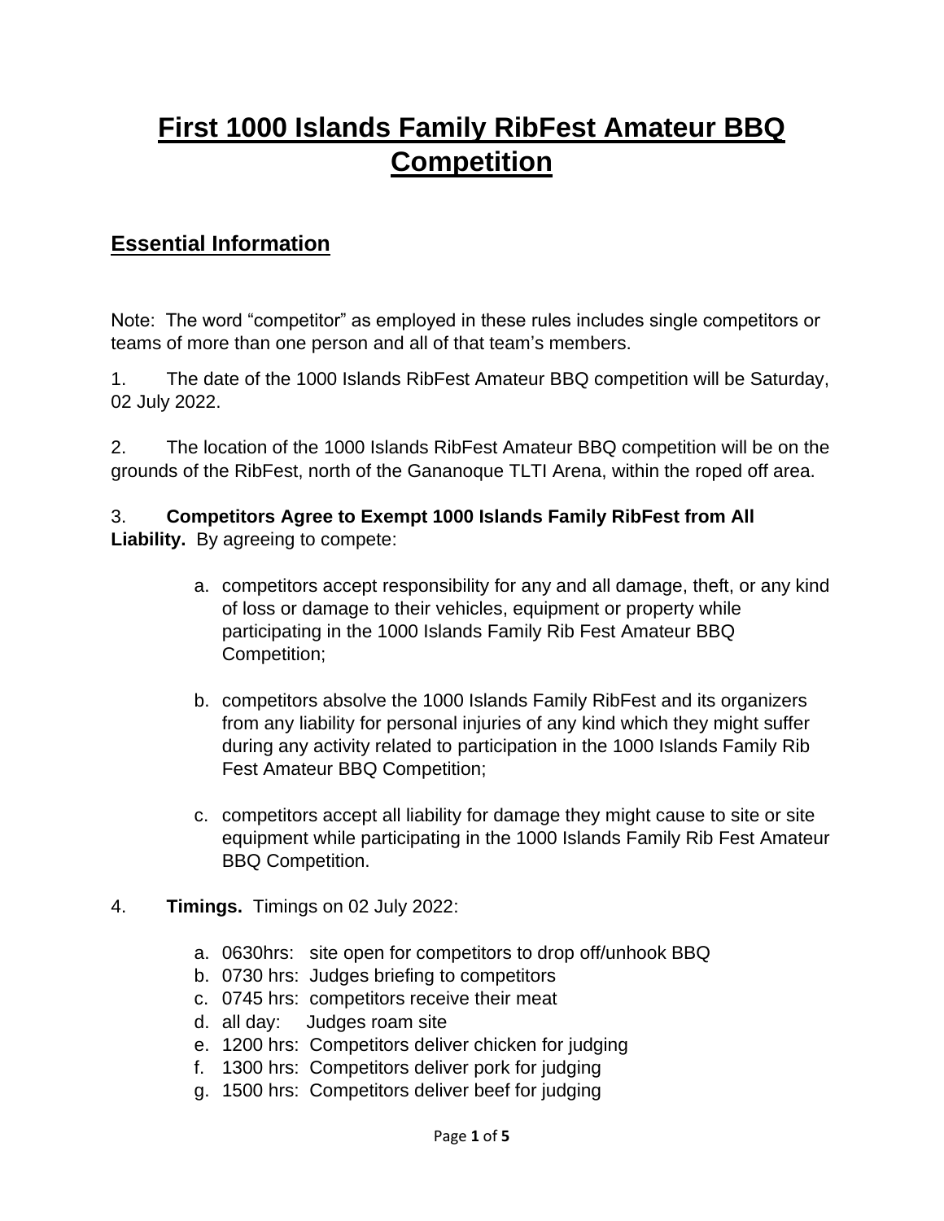# First 1000 Islands Family RibFest Amateur BBQ Competition

## Essential Information

Note: The word "competitor" as employed in these rules includes single competitors or teams of more than one person and all of that team's members.

1. The date of the 1000 Islands RibFest Amateur BBQ competition will be Saturday, 02 July 2022.

2. The location of the 1000 Islands RibFest Amateur BBQ competition will be on the grounds of the RibFest, north of the Gananoque TLTI Arena, within the roped off area.

3. **Competitors Agree to Exempt 1000 Islands Family RibFest from All Liability.** By agreeing to compete:

    a. competitors accept responsibility for any and all damage, theft, or any kind of loss or damage to their vehicles, equipment or property while participating in the 1000 Islands Family Rib Fest Amateur BBQ Competition;

    b. competitors absolve the 1000 Islands Family RibFest and its organizers from any liability for personal injuries of any kind which they might suffer during any activity related to participation in the 1000 Islands Family Rib Fest Amateur BBQ Competition;

    c. competitors accept all liability for damage they might cause to site or site equipment while participating in the 1000 Islands Family Rib Fest Amateur BBQ Competition.

4. **Timings.** Timings on 02 July 2022:

    a. 0630hrs: site open for competitors to drop off/unhook BBQ
    b. 0730 hrs: Judges briefing to competitors
    c. 0745 hrs: competitors receive their meat
    d. all day: Judges roam site
    e. 1200 hrs: Competitors deliver chicken for judging
    f. 1300 hrs: Competitors deliver pork for judging
    g. 1500 hrs: Competitors deliver beef for judging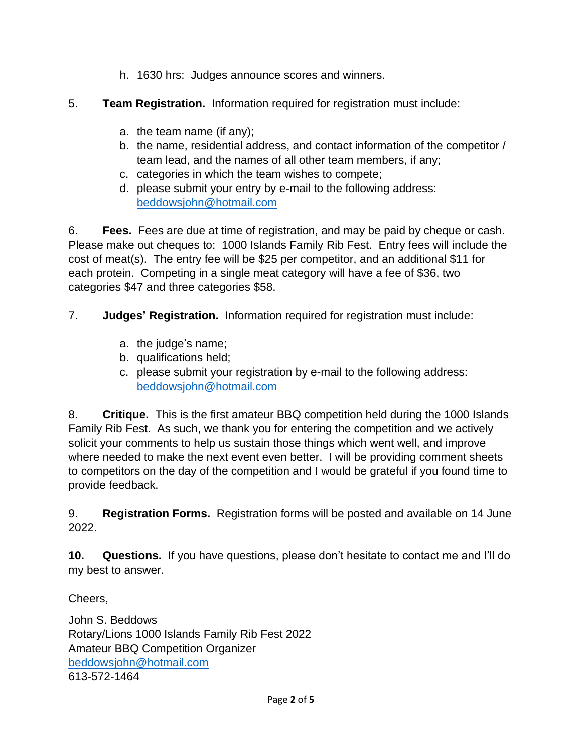h. 1630 hrs: Judges announce scores and winners.

5. **Team Registration.** Information required for registration must include:

   a. the team name (if any);
   b. the name, residential address, and contact information of the competitor / team lead, and the names of all other team members, if any;
   c. categories in which the team wishes to compete;
   d. please submit your entry by e-mail to the following address: beddowsjohn@hotmail.com

6. **Fees.** Fees are due at time of registration, and may be paid by cheque or cash. Please make out cheques to: 1000 Islands Family Rib Fest. Entry fees will include the cost of meat(s). The entry fee will be $25 per competitor, and an additional $11 for each protein. Competing in a single meat category will have a fee of $36, two categories $47 and three categories $58.

7. **Judges' Registration.** Information required for registration must include:

   a. the judge's name;
   b. qualifications held;
   c. please submit your registration by e-mail to the following address: beddowsjohn@hotmail.com

8. **Critique.** This is the first amateur BBQ competition held during the 1000 Islands Family Rib Fest. As such, we thank you for entering the competition and we actively solicit your comments to help us sustain those things which went well, and improve where needed to make the next event even better. I will be providing comment sheets to competitors on the day of the competition and I would be grateful if you found time to provide feedback.

9. **Registration Forms.** Registration forms will be posted and available on 14 June 2022.

**10. Questions.** If you have questions, please don't hesitate to contact me and I'll do my best to answer.

Cheers,

John S. Beddows
Rotary/Lions 1000 Islands Family Rib Fest 2022
Amateur BBQ Competition Organizer
beddowsjohn@hotmail.com
613-572-1464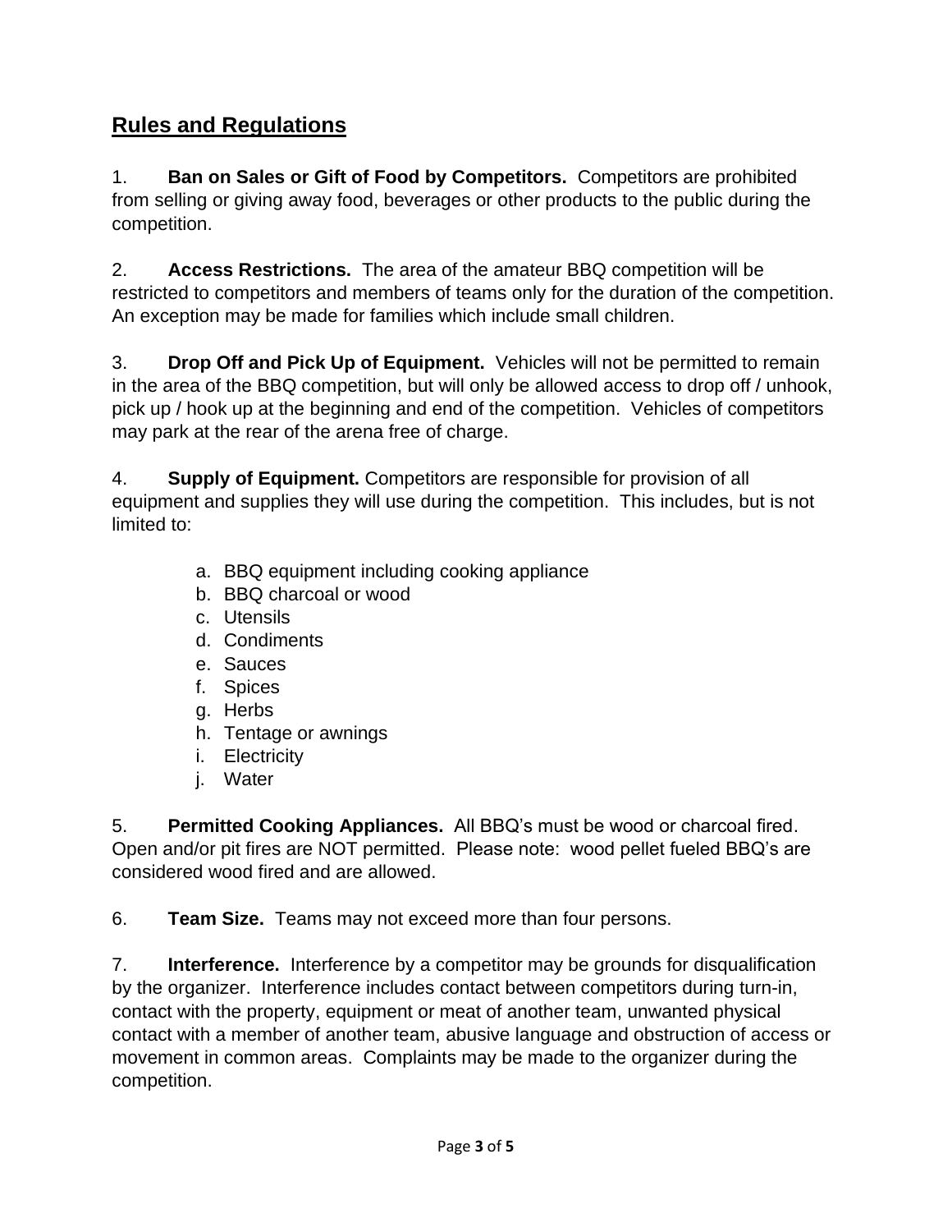## Rules and Regulations

1. **Ban on Sales or Gift of Food by Competitors.** Competitors are prohibited from selling or giving away food, beverages or other products to the public during the competition.

2. **Access Restrictions.** The area of the amateur BBQ competition will be restricted to competitors and members of teams only for the duration of the competition. An exception may be made for families which include small children.

3. **Drop Off and Pick Up of Equipment.** Vehicles will not be permitted to remain in the area of the BBQ competition, but will only be allowed access to drop off / unhook, pick up / hook up at the beginning and end of the competition. Vehicles of competitors may park at the rear of the arena free of charge.

4. **Supply of Equipment.** Competitors are responsible for provision of all equipment and supplies they will use during the competition. This includes, but is not limited to:

   a. BBQ equipment including cooking appliance
   b. BBQ charcoal or wood
   c. Utensils
   d. Condiments
   e. Sauces
   f. Spices
   g. Herbs
   h. Tentage or awnings
   i. Electricity
   j. Water

5. **Permitted Cooking Appliances.** All BBQ's must be wood or charcoal fired. Open and/or pit fires are NOT permitted. Please note: wood pellet fueled BBQ's are considered wood fired and are allowed.

6. **Team Size.** Teams may not exceed more than four persons.

7. **Interference.** Interference by a competitor may be grounds for disqualification by the organizer. Interference includes contact between competitors during turn-in, contact with the property, equipment or meat of another team, unwanted physical contact with a member of another team, abusive language and obstruction of access or movement in common areas. Complaints may be made to the organizer during the competition.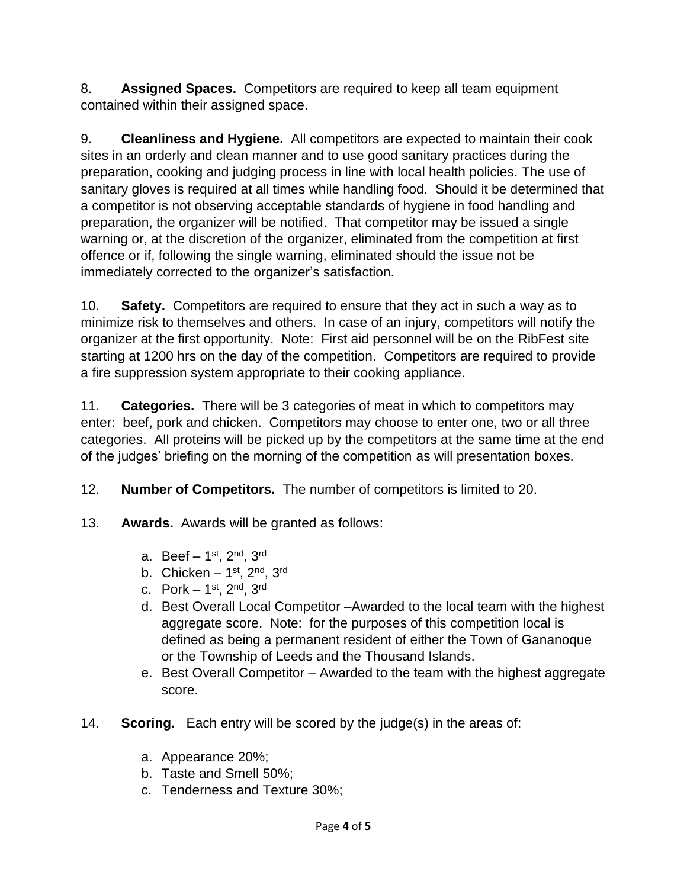8. **Assigned Spaces.** Competitors are required to keep all team equipment contained within their assigned space.

9. **Cleanliness and Hygiene.** All competitors are expected to maintain their cook sites in an orderly and clean manner and to use good sanitary practices during the preparation, cooking and judging process in line with local health policies. The use of sanitary gloves is required at all times while handling food. Should it be determined that a competitor is not observing acceptable standards of hygiene in food handling and preparation, the organizer will be notified. That competitor may be issued a single warning or, at the discretion of the organizer, eliminated from the competition at first offence or if, following the single warning, eliminated should the issue not be immediately corrected to the organizer's satisfaction.

10. **Safety.** Competitors are required to ensure that they act in such a way as to minimize risk to themselves and others. In case of an injury, competitors will notify the organizer at the first opportunity. Note: First aid personnel will be on the RibFest site starting at 1200 hrs on the day of the competition. Competitors are required to provide a fire suppression system appropriate to their cooking appliance.

11. **Categories.** There will be 3 categories of meat in which to competitors may enter: beef, pork and chicken. Competitors may choose to enter one, two or all three categories. All proteins will be picked up by the competitors at the same time at the end of the judges' briefing on the morning of the competition as will presentation boxes.

12. **Number of Competitors.** The number of competitors is limited to 20.

13. **Awards.** Awards will be granted as follows:

    a. Beef – 1st, 2nd, 3rd
    b. Chicken – 1st, 2nd, 3rd
    c. Pork – 1st, 2nd, 3rd
    d. Best Overall Local Competitor –Awarded to the local team with the highest aggregate score. Note: for the purposes of this competition local is defined as being a permanent resident of either the Town of Gananoque or the Township of Leeds and the Thousand Islands.
    e. Best Overall Competitor – Awarded to the team with the highest aggregate score.

14. **Scoring.** Each entry will be scored by the judge(s) in the areas of:

    a. Appearance 20%;
    b. Taste and Smell 50%;
    c. Tenderness and Texture 30%;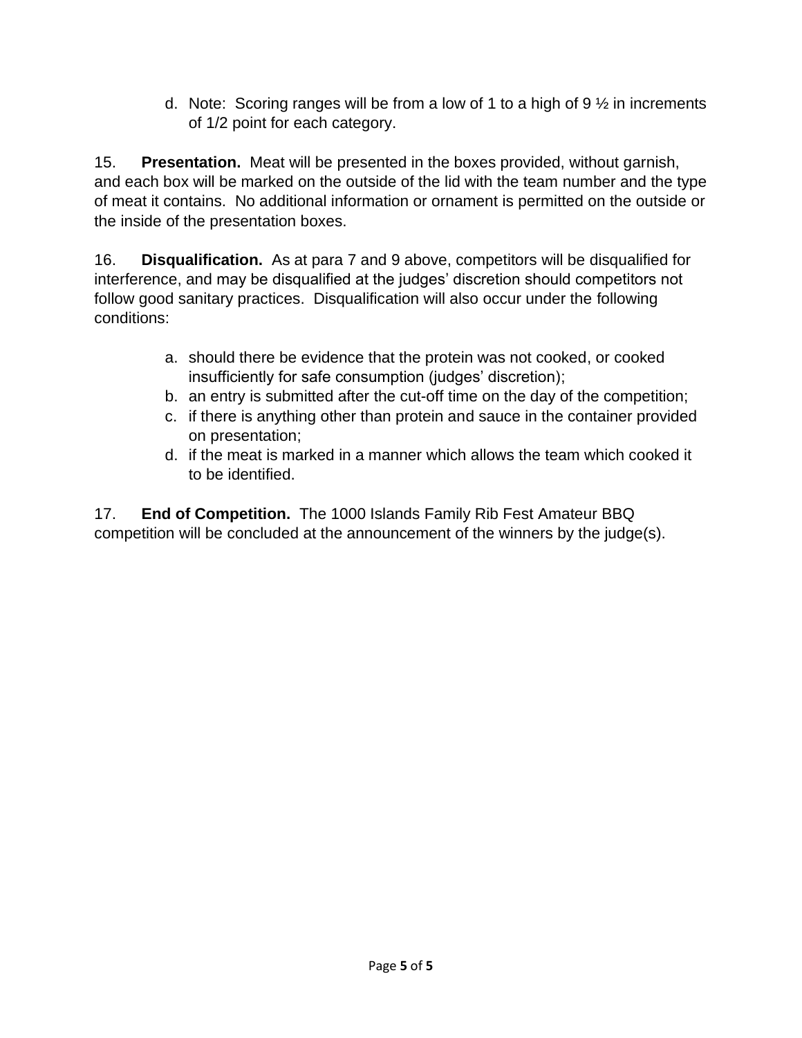d. Note: Scoring ranges will be from a low of 1 to a high of 9 ½ in increments of 1/2 point for each category.

15. **Presentation.** Meat will be presented in the boxes provided, without garnish, and each box will be marked on the outside of the lid with the team number and the type of meat it contains. No additional information or ornament is permitted on the outside or the inside of the presentation boxes.

16. **Disqualification.** As at para 7 and 9 above, competitors will be disqualified for interference, and may be disqualified at the judges' discretion should competitors not follow good sanitary practices. Disqualification will also occur under the following conditions:

a. should there be evidence that the protein was not cooked, or cooked insufficiently for safe consumption (judges' discretion);
b. an entry is submitted after the cut-off time on the day of the competition;
c. if there is anything other than protein and sauce in the container provided on presentation;
d. if the meat is marked in a manner which allows the team which cooked it to be identified.

17. **End of Competition.** The 1000 Islands Family Rib Fest Amateur BBQ competition will be concluded at the announcement of the winners by the judge(s).